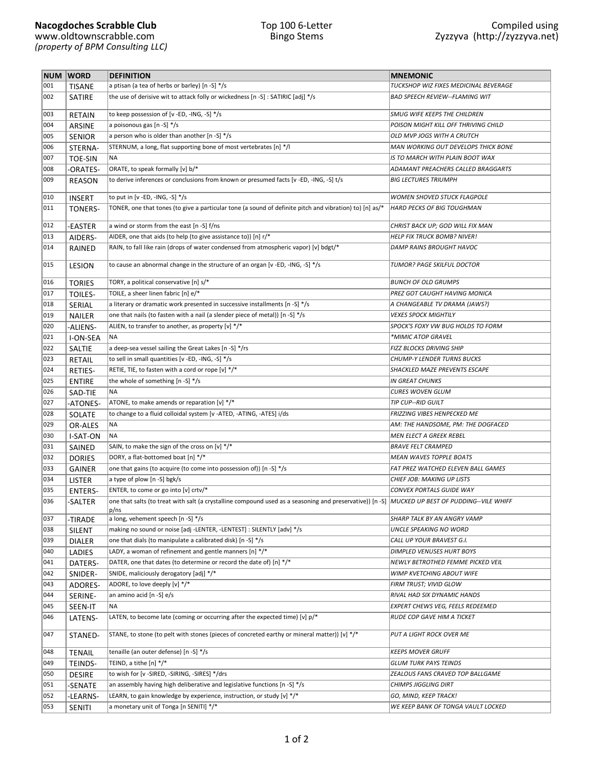**Nacogdoches Scrabble Club**
www.oldtownscrabble.com
*(property of BPM Consulting LLC)*

Top 100 6-Letter
Bingo Stems

Compiled using
Zyzzyva (http://zyzzyva.net)

| NUM | WORD | DEFINITION | MNEMONIC |
|---|---|---|---|
| 001 | TISANE | a ptisan (a tea of herbs or barley) [n -S] */s | *TUCKSHOP WIZ FIXES MEDICINAL BEVERAGE* |
| 002 | SATIRE | the use of derisive wit to attack folly or wickedness [n -S] : SATIRIC [adj] */s | *BAD SPEECH REVIEW--FLAMING WIT* |
| 003 | RETAIN | to keep possession of [v -ED, -ING, -S] */s | *SMUG WIFE KEEPS THE CHILDREN* |
| 004 | ARSINE | a poisonous gas [n -S] */s | *POISON MIGHT KILL OFF THRIVING CHILD* |
| 005 | SENIOR | a person who is older than another [n -S] */s | *OLD MVP JOGS WITH A CRUTCH* |
| 006 | STERNA- | STERNUM, a long, flat supporting bone of most vertebrates [n] */l | *MAN WORKING OUT DEVELOPS THICK BONE* |
| 007 | TOE-SIN | NA | *IS TO MARCH WITH PLAIN BOOT WAX* |
| 008 | -ORATES- | ORATE, to speak formally [v] b/* | *ADAMANT PREACHERS CALLED BRAGGARTS* |
| 009 | REASON | to derive inferences or conclusions from known or presumed facts [v -ED, -ING, -S] t/s | *BIG LECTURES TRIUMPH* |
| 010 | INSERT | to put in [v -ED, -ING, -S] */s | *WOMEN SHOVED STUCK FLAGPOLE* |
| 011 | TONERS- | TONER, one that tones (to give a particular tone (a sound of definite pitch and vibration) to) [n] as/* | *HARD PECKS OF BIG TOUGHMAN* |
| 012 | -EASTER | a wind or storm from the east [n -S] f/ns | *CHRIST BACK UP; GOD WILL FIX MAN* |
| 013 | AIDERS- | AIDER, one that aids (to help (to give assistance to)) [n] r/* | *HELP FIX TRUCK BOMB? NIVER!* |
| 014 | RAINED | RAIN, to fall like rain (drops of water condensed from atmospheric vapor) [v] bdgt/* | *DAMP RAINS BROUGHT HAVOC* |
| 015 | LESION | to cause an abnormal change in the structure of an organ [v -ED, -ING, -S] */s | *TUMOR? PAGE SKILFUL DOCTOR* |
| 016 | TORIES | TORY, a political conservative [n] s/* | *BUNCH OF OLD GRUMPS* |
| 017 | TOILES- | TOILE, a sheer linen fabric [n] e/* | *PREZ GOT CAUGHT HAVING MONICA* |
| 018 | SERIAL | a literary or dramatic work presented in successive installments [n -S] */s | *A CHANGEABLE TV DRAMA (JAWS?)* |
| 019 | NAILER | one that nails (to fasten with a nail (a slender piece of metal)) [n -S] */s | *VEXES SPOCK MIGHTILY* |
| 020 | -ALIENS- | ALIEN, to transfer to another, as property [v] */* | *SPOCK'S FOXY VW BUG HOLDS TO FORM* |
| 021 | I-ON-SEA | NA | **MIMIC ATOP GRAVEL* |
| 022 | SALTIE | a deep-sea vessel sailing the Great Lakes [n -S] */rs | *FIZZ BLOCKS DRIVING SHIP* |
| 023 | RETAIL | to sell in small quantities [v -ED, -ING, -S] */s | *CHUMP-Y LENDER TURNS BUCKS* |
| 024 | RETIES- | RETIE, TIE, to fasten with a cord or rope [v] */* | *SHACKLED MAZE PREVENTS ESCAPE* |
| 025 | ENTIRE | the whole of something [n -S] */s | *IN GREAT CHUNKS* |
| 026 | SAD-TIE | NA | *CURES WOVEN GLUM* |
| 027 | -ATONES- | ATONE, to make amends or reparation [v] */* | *TIP CUP--RID GUILT* |
| 028 | SOLATE | to change to a fluid colloidal system [v -ATED, -ATING, -ATES] i/ds | *FRIZZING VIBES HENPECKED ME* |
| 029 | OR-ALES | NA | *AM: THE HANDSOME, PM: THE DOGFACED* |
| 030 | I-SAT-ON | NA | *MEN ELECT A GREEK REBEL* |
| 031 | SAINED | SAIN, to make the sign of the cross on [v] */* | *BRAVE FELT CRAMPED* |
| 032 | DORIES | DORY, a flat-bottomed boat [n] */* | *MEAN WAVES TOPPLE BOATS* |
| 033 | GAINER | one that gains (to acquire (to come into possession of)) [n -S] */s | *FAT PREZ WATCHED ELEVEN BALL GAMES* |
| 034 | LISTER | a type of plow [n -S] bgk/s | *CHIEF JOB: MAKING UP LISTS* |
| 035 | ENTERS- | ENTER, to come or go into [v] crtv/* | *CONVEX PORTALS GUIDE WAY* |
| 036 | -SALTER | one that salts (to treat with salt (a crystalline compound used as a seasoning and preservative)) [n -S] p/ns | *MUCKED UP BEST OF PUDDING--VILE WHIFF* |
| 037 | -TIRADE | a long, vehement speech [n -S] */s | *SHARP TALK BY AN ANGRY VAMP* |
| 038 | SILENT | making no sound or noise [adj -LENTER, -LENTEST] : SILENTLY [adv] */s | *UNCLE SPEAKING NO WORD* |
| 039 | DIALER | one that dials (to manipulate a calibrated disk) [n -S] */s | *CALL UP YOUR BRAVEST G.I.* |
| 040 | LADIES | LADY, a woman of refinement and gentle manners [n] */* | *DIMPLED VENUSES HURT BOYS* |
| 041 | DATERS- | DATER, one that dates (to determine or record the date of) [n] */* | *NEWLY BETROTHED FEMME PICKED VEIL* |
| 042 | SNIDER- | SNIDE, maliciously derogatory [adj] */* | *WIMP KVETCHING ABOUT WIFE* |
| 043 | ADORES- | ADORE, to love deeply [v] */* | *FIRM TRUST; VIVID GLOW* |
| 044 | SERINE- | an amino acid [n -S] e/s | *RIVAL HAD SIX DYNAMIC HANDS* |
| 045 | SEEN-IT | NA | *EXPERT CHEWS VEG, FEELS REDEEMED* |
| 046 | LATENS- | LATEN, to become late (coming or occurring after the expected time) [v] p/* | *RUDE COP GAVE HIM A TICKET* |
| 047 | STANED- | STANE, to stone (to pelt with stones (pieces of concreted earthy or mineral matter)) [v] */* | *PUT A LIGHT ROCK OVER ME* |
| 048 | TENAIL | tenaille (an outer defense) [n -S] */s | *KEEPS MOVER GRUFF* |
| 049 | TEINDS- | TEIND, a tithe [n] */* | *GLUM TURK PAYS TEINDS* |
| 050 | DESIRE | to wish for [v -SIRED, -SIRING, -SIRES] */drs | *ZEALOUS FANS CRAVED TOP BALLGAME* |
| 051 | -SENATE | an assembly having high deliberative and legislative functions [n -S] */s | *CHIMPS JIGGLING DIRT* |
| 052 | -LEARNS- | LEARN, to gain knowledge by experience, instruction, or study [v] */* | *GO, MIND, KEEP TRACK!* |
| 053 | SENITI | a monetary unit of Tonga [n SENITI] */* | *WE KEEP BANK OF TONGA VAULT LOCKED* |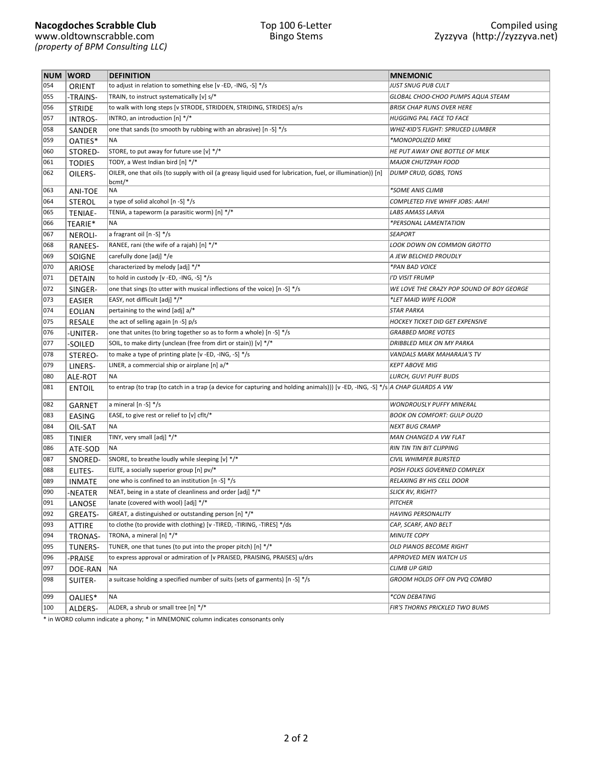**Nacogdoches Scrabble Club**
www.oldtownscrabble.com
*(property of BPM Consulting LLC)*

Top 100 6-Letter Bingo Stems

Compiled using Zyzzyva (http://zyzzyva.net)

| NUM | WORD | DEFINITION | MNEMONIC |
|---|---|---|---|
| 054 | ORIENT | to adjust in relation to something else [v -ED, -ING, -S] */s | *JUST SNUG PUB CULT* |
| 055 | -TRAINS- | TRAIN, to instruct systematically [v] s/* | *GLOBAL CHOO-CHOO PUMPS AQUA STEAM* |
| 056 | STRIDE | to walk with long steps [v STRODE, STRIDDEN, STRIDING, STRIDES] a/rs | *BRISK CHAP RUNS OVER HERE* |
| 057 | INTROS- | INTRO, an introduction [n] */* | *HUGGING PAL FACE TO FACE* |
| 058 | SANDER | one that sands (to smooth by rubbing with an abrasive) [n -S] */s | *WHIZ-KID'S FLIGHT: SPRUCED LUMBER* |
| 059 | OATIES* | NA | *\*MONOPOLIZED MIKE* |
| 060 | STORED- | STORE, to put away for future use [v] */* | *HE PUT AWAY ONE BOTTLE OF MILK* |
| 061 | TODIES | TODY, a West Indian bird [n] */* | *MAJOR CHUTZPAH FOOD* |
| 062 | OILERS- | OILER, one that oils (to supply with oil (a greasy liquid used for lubrication, fuel, or illumination)) [n] bcmt/* | *DUMP CRUD, GOBS, TONS* |
| 063 | ANI-TOE | NA | *\*SOME ANIS CLIMB* |
| 064 | STEROL | a type of solid alcohol [n -S] */s | *COMPLETED FIVE WHIFF JOBS: AAH!* |
| 065 | TENIAE- | TENIA, a tapeworm (a parasitic worm) [n] */* | *LABS AMASS LARVA* |
| 066 | TEARIE* | NA | *\*PERSONAL LAMENTATION* |
| 067 | NEROLI- | a fragrant oil [n -S] */s | *SEAPORT* |
| 068 | RANEES- | RANEE, rani (the wife of a rajah) [n] */* | *LOOK DOWN ON COMMON GROTTO* |
| 069 | SOIGNE | carefully done [adj] */e | *A JEW BELCHED PROUDLY* |
| 070 | ARIOSE | characterized by melody [adj] */* | *\*PAN BAD VOICE* |
| 071 | DETAIN | to hold in custody [v -ED, -ING, -S] */s | *I'D VISIT FRUMP* |
| 072 | SINGER- | one that sings (to utter with musical inflections of the voice) [n -S] */s | *WE LOVE THE CRAZY POP SOUND OF BOY GEORGE* |
| 073 | EASIER | EASY, not difficult [adj] */* | *\*LET MAID WIPE FLOOR* |
| 074 | EOLIAN | pertaining to the wind [adj] a/* | *STAR PARKA* |
| 075 | RESALE | the act of selling again [n -S] p/s | *HOCKEY TICKET DID GET EXPENSIVE* |
| 076 | -UNITER- | one that unites (to bring together so as to form a whole) [n -S] */s | *GRABBED MORE VOTES* |
| 077 | -SOILED | SOIL, to make dirty (unclean (free from dirt or stain)) [v] */* | *DRIBBLED MILK ON MY PARKA* |
| 078 | STEREO- | to make a type of printing plate [v -ED, -ING, -S] */s | *VANDALS MARK MAHARAJA'S TV* |
| 079 | LINERS- | LINER, a commercial ship or airplane [n] a/* | *KEPT ABOVE MIG* |
| 080 | ALE-ROT | NA | *LURCH, GUV! PUFF BUDS* |
| 081 | ENTOIL | to entrap (to trap (to catch in a trap (a device for capturing and holding animals))) [v -ED, -ING, -S] */s | *A CHAP GUARDS A VW* |
| 082 | GARNET | a mineral [n -S] */s | *WONDROUSLY PUFFY MINERAL* |
| 083 | EASING | EASE, to give rest or relief to [v] cflt/* | *BOOK ON COMFORT: GULP OUZO* |
| 084 | OIL-SAT | NA | *NEXT BUG CRAMP* |
| 085 | TINIER | TINY, very small [adj] */* | *MAN CHANGED A VW FLAT* |
| 086 | ATE-SOD | NA | *RIN TIN TIN BIT CLIPPING* |
| 087 | SNORED- | SNORE, to breathe loudly while sleeping [v] */* | *CIVIL WHIMPER BURSTED* |
| 088 | ELITES- | ELITE, a socially superior group [n] pv/* | *POSH FOLKS GOVERNED COMPLEX* |
| 089 | INMATE | one who is confined to an institution [n -S] */s | *RELAXING BY HIS CELL DOOR* |
| 090 | -NEATER | NEAT, being in a state of cleanliness and order [adj] */* | *SLICK RV, RIGHT?* |
| 091 | LANOSE | lanate (covered with wool) [adj] */* | *PITCHER* |
| 092 | GREATS- | GREAT, a distinguished or outstanding person [n] */* | *HAVING PERSONALITY* |
| 093 | ATTIRE | to clothe (to provide with clothing) [v -TIRED, -TIRING, -TIRES] */ds | *CAP, SCARF, AND BELT* |
| 094 | TRONAS- | TRONA, a mineral [n] */* | *MINUTE COPY* |
| 095 | TUNERS- | TUNER, one that tunes (to put into the proper pitch) [n] */* | *OLD PIANOS BECOME RIGHT* |
| 096 | -PRAISE | to express approval or admiration of [v PRAISED, PRAISING, PRAISES] u/drs | *APPROVED MEN WATCH US* |
| 097 | DOE-RAN | NA | *CLIMB UP GRID* |
| 098 | SUITER- | a suitcase holding a specified number of suits (sets of garments) [n -S] */s | *GROOM HOLDS OFF ON PVQ COMBO* |
| 099 | OALIES* | NA | *\*CON DEBATING* |
| 100 | ALDERS- | ALDER, a shrub or small tree [n] */* | *FIR'S THORNS PRICKLED TWO BUMS* |

* in WORD column indicate a phony; * in MNEMONIC column indicates consonants only